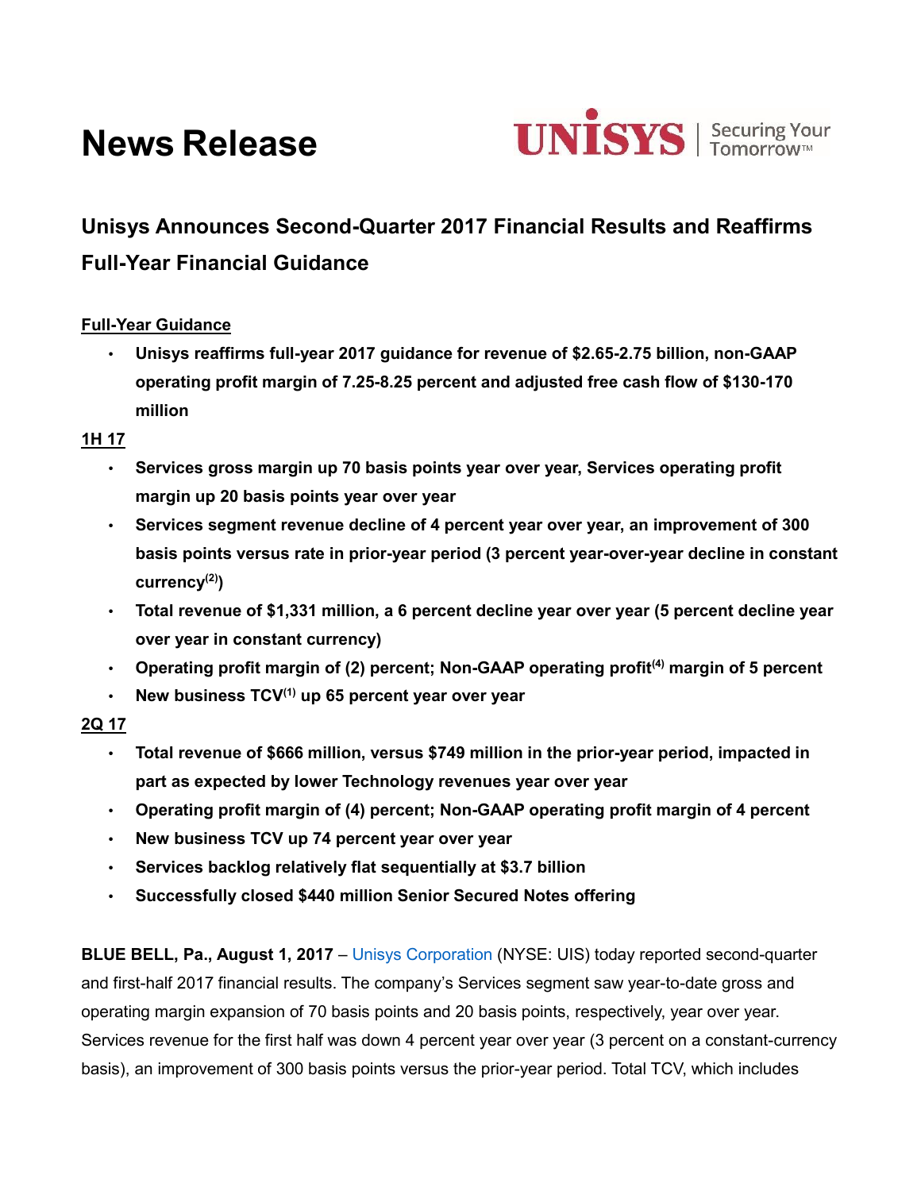# News Release

UNISYS | Securing Your Tomorrow™

## Unisys Announces Second-Quarter 2017 Financial Results and Reaffirms Full-Year Financial Guidance

**Full-Year Guidance**

- **Unisys reaffirms full-year 2017 guidance for revenue of $2.65-2.75 billion, non-GAAP operating profit margin of 7.25-8.25 percent and adjusted free cash flow of $130-170 million**

**1H 17**

- **Services gross margin up 70 basis points year over year, Services operating profit margin up 20 basis points year over year**
- **Services segment revenue decline of 4 percent year over year, an improvement of 300 basis points versus rate in prior-year period (3 percent year-over-year decline in constant currency[2])**
- **Total revenue of $1,331 million, a 6 percent decline year over year (5 percent decline year over year in constant currency)**
- **Operating profit margin of (2) percent; Non-GAAP operating profit[4] margin of 5 percent**
- **New business TCV[1] up 65 percent year over year**

**2Q 17**

- **Total revenue of $666 million, versus $749 million in the prior-year period, impacted in part as expected by lower Technology revenues year over year**
- **Operating profit margin of (4) percent; Non-GAAP operating profit margin of 4 percent**
- **New business TCV up 74 percent year over year**
- **Services backlog relatively flat sequentially at $3.7 billion**
- **Successfully closed $440 million Senior Secured Notes offering**

**BLUE BELL, Pa., August 1, 2017** – Unisys Corporation (NYSE: UIS) today reported second-quarter and first-half 2017 financial results. The company's Services segment saw year-to-date gross and operating margin expansion of 70 basis points and 20 basis points, respectively, year over year. Services revenue for the first half was down 4 percent year over year (3 percent on a constant-currency basis), an improvement of 300 basis points versus the prior-year period. Total TCV, which includes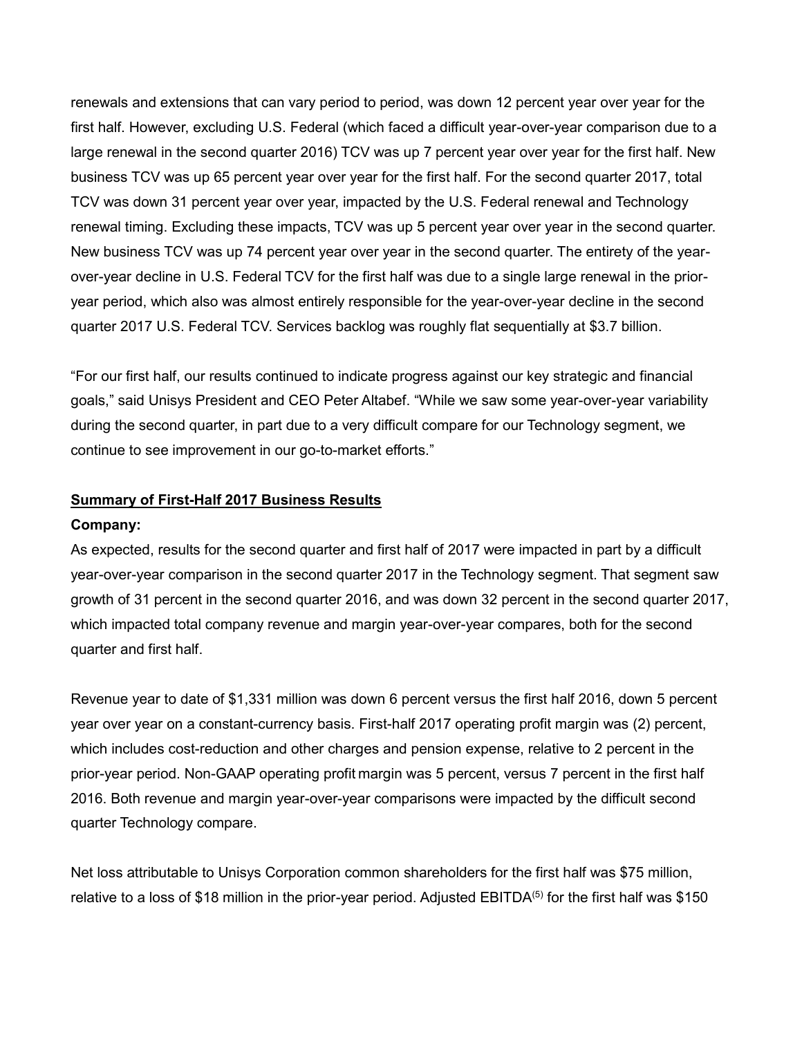renewals and extensions that can vary period to period, was down 12 percent year over year for the first half. However, excluding U.S. Federal (which faced a difficult year-over-year comparison due to a large renewal in the second quarter 2016) TCV was up 7 percent year over year for the first half. New business TCV was up 65 percent year over year for the first half. For the second quarter 2017, total TCV was down 31 percent year over year, impacted by the U.S. Federal renewal and Technology renewal timing. Excluding these impacts, TCV was up 5 percent year over year in the second quarter. New business TCV was up 74 percent year over year in the second quarter. The entirety of the year-over-year decline in U.S. Federal TCV for the first half was due to a single large renewal in the prior-year period, which also was almost entirely responsible for the year-over-year decline in the second quarter 2017 U.S. Federal TCV. Services backlog was roughly flat sequentially at $3.7 billion.

"For our first half, our results continued to indicate progress against our key strategic and financial goals," said Unisys President and CEO Peter Altabef. "While we saw some year-over-year variability during the second quarter, in part due to a very difficult compare for our Technology segment, we continue to see improvement in our go-to-market efforts."

## Summary of First-Half 2017 Business Results

**Company:**

As expected, results for the second quarter and first half of 2017 were impacted in part by a difficult year-over-year comparison in the second quarter 2017 in the Technology segment. That segment saw growth of 31 percent in the second quarter 2016, and was down 32 percent in the second quarter 2017, which impacted total company revenue and margin year-over-year compares, both for the second quarter and first half.

Revenue year to date of $1,331 million was down 6 percent versus the first half 2016, down 5 percent year over year on a constant-currency basis. First-half 2017 operating profit margin was (2) percent, which includes cost-reduction and other charges and pension expense, relative to 2 percent in the prior-year period. Non-GAAP operating profit margin was 5 percent, versus 7 percent in the first half 2016. Both revenue and margin year-over-year comparisons were impacted by the difficult second quarter Technology compare.

Net loss attributable to Unisys Corporation common shareholders for the first half was $75 million, relative to a loss of $18 million in the prior-year period. Adjusted EBITDA[5] for the first half was $150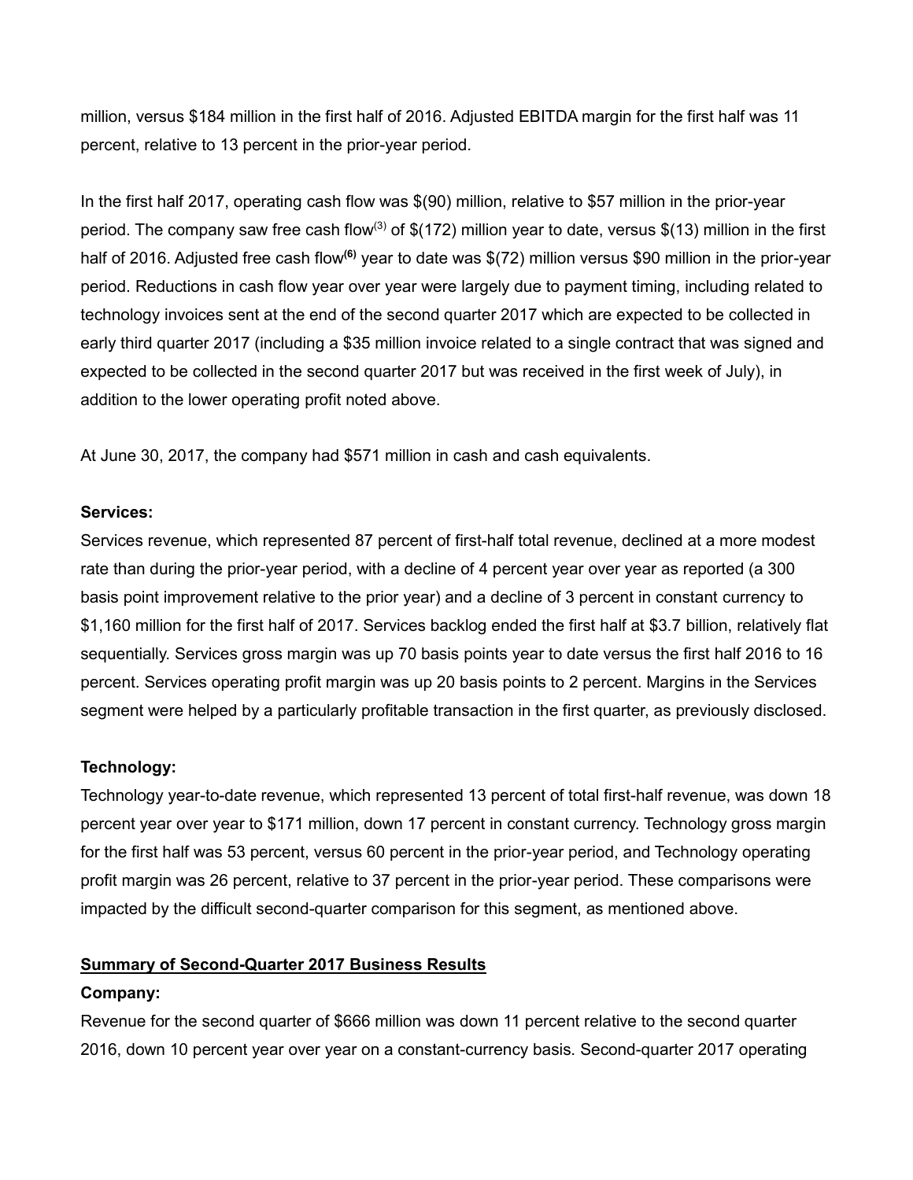million, versus $184 million in the first half of 2016. Adjusted EBITDA margin for the first half was 11 percent, relative to 13 percent in the prior-year period.

In the first half 2017, operating cash flow was $(90) million, relative to $57 million in the prior-year period. The company saw free cash flow[(3)] of $(172) million year to date, versus $(13) million in the first half of 2016. Adjusted free cash flow**[(6)]** year to date was $(72) million versus $90 million in the prior-year period. Reductions in cash flow year over year were largely due to payment timing, including related to technology invoices sent at the end of the second quarter 2017 which are expected to be collected in early third quarter 2017 (including a $35 million invoice related to a single contract that was signed and expected to be collected in the second quarter 2017 but was received in the first week of July), in addition to the lower operating profit noted above.

At June 30, 2017, the company had $571 million in cash and cash equivalents.

**Services:**

Services revenue, which represented 87 percent of first-half total revenue, declined at a more modest rate than during the prior-year period, with a decline of 4 percent year over year as reported (a 300 basis point improvement relative to the prior year) and a decline of 3 percent in constant currency to $1,160 million for the first half of 2017. Services backlog ended the first half at $3.7 billion, relatively flat sequentially. Services gross margin was up 70 basis points year to date versus the first half 2016 to 16 percent. Services operating profit margin was up 20 basis points to 2 percent. Margins in the Services segment were helped by a particularly profitable transaction in the first quarter, as previously disclosed.

**Technology:**

Technology year-to-date revenue, which represented 13 percent of total first-half revenue, was down 18 percent year over year to $171 million, down 17 percent in constant currency. Technology gross margin for the first half was 53 percent, versus 60 percent in the prior-year period, and Technology operating profit margin was 26 percent, relative to 37 percent in the prior-year period. These comparisons were impacted by the difficult second-quarter comparison for this segment, as mentioned above.

**Summary of Second-Quarter 2017 Business Results**

**Company:**

Revenue for the second quarter of $666 million was down 11 percent relative to the second quarter 2016, down 10 percent year over year on a constant-currency basis. Second-quarter 2017 operating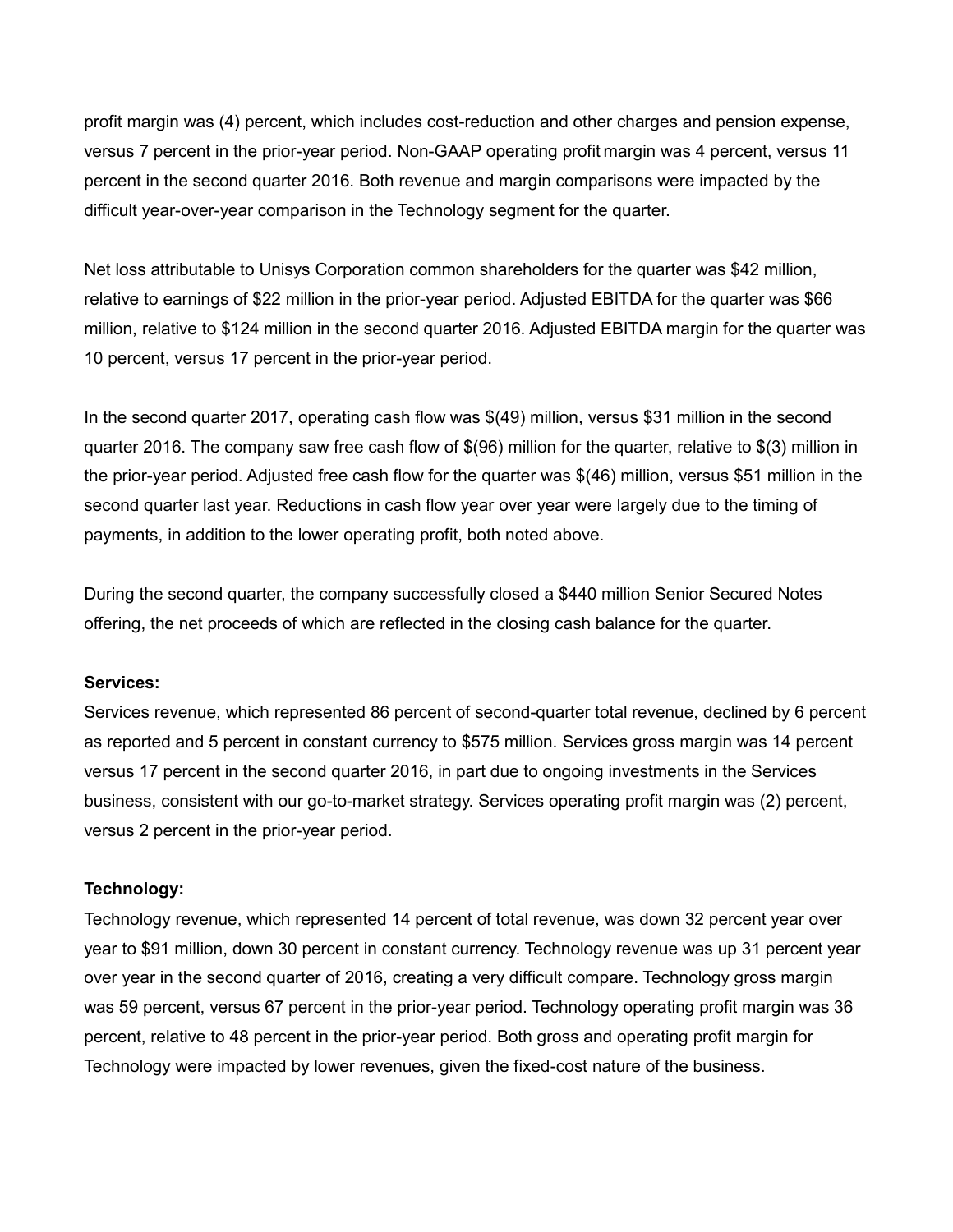profit margin was (4) percent, which includes cost-reduction and other charges and pension expense, versus 7 percent in the prior-year period. Non-GAAP operating profit margin was 4 percent, versus 11 percent in the second quarter 2016. Both revenue and margin comparisons were impacted by the difficult year-over-year comparison in the Technology segment for the quarter.

Net loss attributable to Unisys Corporation common shareholders for the quarter was $42 million, relative to earnings of $22 million in the prior-year period. Adjusted EBITDA for the quarter was $66 million, relative to $124 million in the second quarter 2016. Adjusted EBITDA margin for the quarter was 10 percent, versus 17 percent in the prior-year period.

In the second quarter 2017, operating cash flow was $(49) million, versus $31 million in the second quarter 2016. The company saw free cash flow of $(96) million for the quarter, relative to $(3) million in the prior-year period. Adjusted free cash flow for the quarter was $(46) million, versus $51 million in the second quarter last year. Reductions in cash flow year over year were largely due to the timing of payments, in addition to the lower operating profit, both noted above.

During the second quarter, the company successfully closed a $440 million Senior Secured Notes offering, the net proceeds of which are reflected in the closing cash balance for the quarter.

**Services:**
Services revenue, which represented 86 percent of second-quarter total revenue, declined by 6 percent as reported and 5 percent in constant currency to $575 million. Services gross margin was 14 percent versus 17 percent in the second quarter 2016, in part due to ongoing investments in the Services business, consistent with our go-to-market strategy. Services operating profit margin was (2) percent, versus 2 percent in the prior-year period.

**Technology:**
Technology revenue, which represented 14 percent of total revenue, was down 32 percent year over year to $91 million, down 30 percent in constant currency. Technology revenue was up 31 percent year over year in the second quarter of 2016, creating a very difficult compare. Technology gross margin was 59 percent, versus 67 percent in the prior-year period. Technology operating profit margin was 36 percent, relative to 48 percent in the prior-year period. Both gross and operating profit margin for Technology were impacted by lower revenues, given the fixed-cost nature of the business.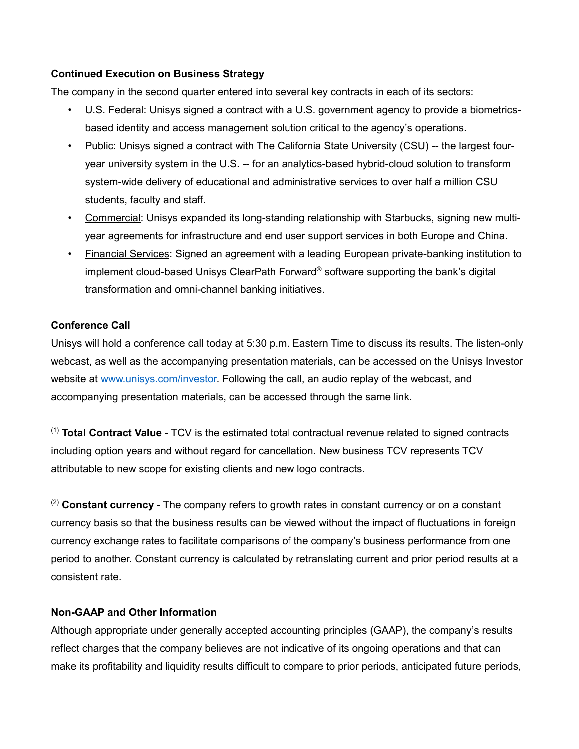**Continued Execution on Business Strategy**

The company in the second quarter entered into several key contracts in each of its sectors:

- U.S. Federal: Unisys signed a contract with a U.S. government agency to provide a biometrics-based identity and access management solution critical to the agency's operations.
- Public: Unisys signed a contract with The California State University (CSU) -- the largest four-year university system in the U.S. -- for an analytics-based hybrid-cloud solution to transform system-wide delivery of educational and administrative services to over half a million CSU students, faculty and staff.
- Commercial: Unisys expanded its long-standing relationship with Starbucks, signing new multi-year agreements for infrastructure and end user support services in both Europe and China.
- Financial Services: Signed an agreement with a leading European private-banking institution to implement cloud-based Unisys ClearPath Forward® software supporting the bank's digital transformation and omni-channel banking initiatives.

**Conference Call**

Unisys will hold a conference call today at 5:30 p.m. Eastern Time to discuss its results. The listen-only webcast, as well as the accompanying presentation materials, can be accessed on the Unisys Investor website at www.unisys.com/investor. Following the call, an audio replay of the webcast, and accompanying presentation materials, can be accessed through the same link.

(1) **Total Contract Value** - TCV is the estimated total contractual revenue related to signed contracts including option years and without regard for cancellation. New business TCV represents TCV attributable to new scope for existing clients and new logo contracts.

(2) **Constant currency** - The company refers to growth rates in constant currency or on a constant currency basis so that the business results can be viewed without the impact of fluctuations in foreign currency exchange rates to facilitate comparisons of the company's business performance from one period to another. Constant currency is calculated by retranslating current and prior period results at a consistent rate.

**Non-GAAP and Other Information**

Although appropriate under generally accepted accounting principles (GAAP), the company's results reflect charges that the company believes are not indicative of its ongoing operations and that can make its profitability and liquidity results difficult to compare to prior periods, anticipated future periods,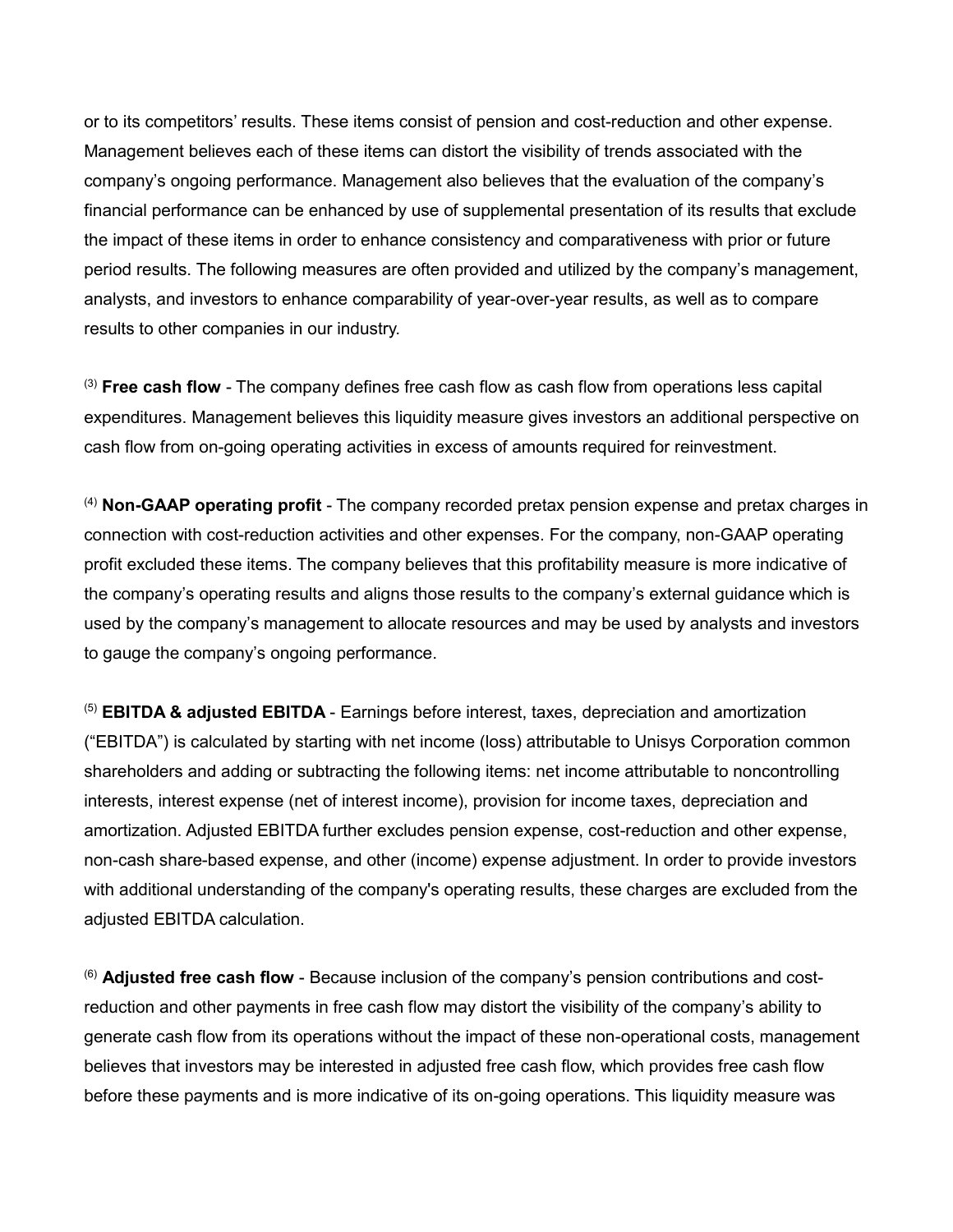or to its competitors' results. These items consist of pension and cost-reduction and other expense. Management believes each of these items can distort the visibility of trends associated with the company's ongoing performance. Management also believes that the evaluation of the company's financial performance can be enhanced by use of supplemental presentation of its results that exclude the impact of these items in order to enhance consistency and comparativeness with prior or future period results. The following measures are often provided and utilized by the company's management, analysts, and investors to enhance comparability of year-over-year results, as well as to compare results to other companies in our industry.

(3) **Free cash flow** - The company defines free cash flow as cash flow from operations less capital expenditures. Management believes this liquidity measure gives investors an additional perspective on cash flow from on-going operating activities in excess of amounts required for reinvestment.

(4) **Non-GAAP operating profit** - The company recorded pretax pension expense and pretax charges in connection with cost-reduction activities and other expenses. For the company, non-GAAP operating profit excluded these items. The company believes that this profitability measure is more indicative of the company's operating results and aligns those results to the company's external guidance which is used by the company's management to allocate resources and may be used by analysts and investors to gauge the company's ongoing performance.

(5) **EBITDA & adjusted EBITDA** - Earnings before interest, taxes, depreciation and amortization ("EBITDA") is calculated by starting with net income (loss) attributable to Unisys Corporation common shareholders and adding or subtracting the following items: net income attributable to noncontrolling interests, interest expense (net of interest income), provision for income taxes, depreciation and amortization. Adjusted EBITDA further excludes pension expense, cost-reduction and other expense, non-cash share-based expense, and other (income) expense adjustment. In order to provide investors with additional understanding of the company's operating results, these charges are excluded from the adjusted EBITDA calculation.

(6) **Adjusted free cash flow** - Because inclusion of the company's pension contributions and cost-reduction and other payments in free cash flow may distort the visibility of the company's ability to generate cash flow from its operations without the impact of these non-operational costs, management believes that investors may be interested in adjusted free cash flow, which provides free cash flow before these payments and is more indicative of its on-going operations. This liquidity measure was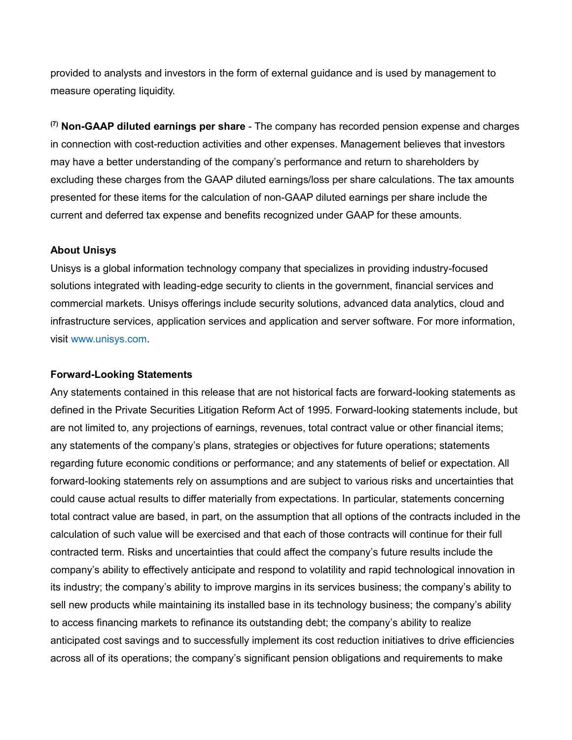provided to analysts and investors in the form of external guidance and is used by management to measure operating liquidity.

[7] **Non-GAAP diluted earnings per share** - The company has recorded pension expense and charges in connection with cost-reduction activities and other expenses. Management believes that investors may have a better understanding of the company's performance and return to shareholders by excluding these charges from the GAAP diluted earnings/loss per share calculations. The tax amounts presented for these items for the calculation of non-GAAP diluted earnings per share include the current and deferred tax expense and benefits recognized under GAAP for these amounts.

**About Unisys**

Unisys is a global information technology company that specializes in providing industry-focused solutions integrated with leading-edge security to clients in the government, financial services and commercial markets. Unisys offerings include security solutions, advanced data analytics, cloud and infrastructure services, application services and application and server software. For more information, visit www.unisys.com.

**Forward-Looking Statements**

Any statements contained in this release that are not historical facts are forward-looking statements as defined in the Private Securities Litigation Reform Act of 1995. Forward-looking statements include, but are not limited to, any projections of earnings, revenues, total contract value or other financial items; any statements of the company's plans, strategies or objectives for future operations; statements regarding future economic conditions or performance; and any statements of belief or expectation. All forward-looking statements rely on assumptions and are subject to various risks and uncertainties that could cause actual results to differ materially from expectations. In particular, statements concerning total contract value are based, in part, on the assumption that all options of the contracts included in the calculation of such value will be exercised and that each of those contracts will continue for their full contracted term. Risks and uncertainties that could affect the company's future results include the company's ability to effectively anticipate and respond to volatility and rapid technological innovation in its industry; the company's ability to improve margins in its services business; the company's ability to sell new products while maintaining its installed base in its technology business; the company's ability to access financing markets to refinance its outstanding debt; the company's ability to realize anticipated cost savings and to successfully implement its cost reduction initiatives to drive efficiencies across all of its operations; the company's significant pension obligations and requirements to make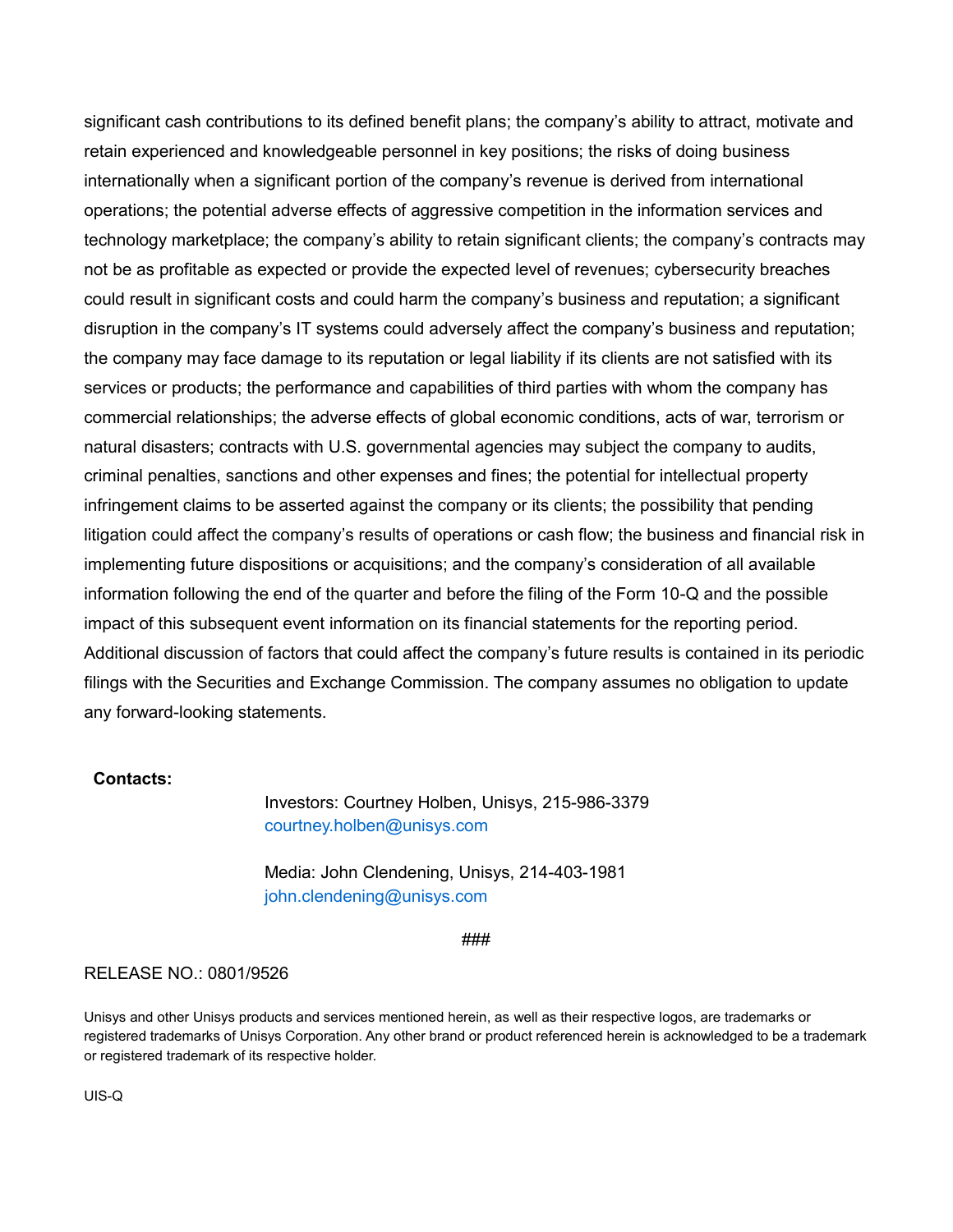significant cash contributions to its defined benefit plans; the company's ability to attract, motivate and retain experienced and knowledgeable personnel in key positions; the risks of doing business internationally when a significant portion of the company's revenue is derived from international operations; the potential adverse effects of aggressive competition in the information services and technology marketplace; the company's ability to retain significant clients; the company's contracts may not be as profitable as expected or provide the expected level of revenues; cybersecurity breaches could result in significant costs and could harm the company's business and reputation; a significant disruption in the company's IT systems could adversely affect the company's business and reputation; the company may face damage to its reputation or legal liability if its clients are not satisfied with its services or products; the performance and capabilities of third parties with whom the company has commercial relationships; the adverse effects of global economic conditions, acts of war, terrorism or natural disasters; contracts with U.S. governmental agencies may subject the company to audits, criminal penalties, sanctions and other expenses and fines; the potential for intellectual property infringement claims to be asserted against the company or its clients; the possibility that pending litigation could affect the company's results of operations or cash flow; the business and financial risk in implementing future dispositions or acquisitions; and the company's consideration of all available information following the end of the quarter and before the filing of the Form 10-Q and the possible impact of this subsequent event information on its financial statements for the reporting period. Additional discussion of factors that could affect the company's future results is contained in its periodic filings with the Securities and Exchange Commission. The company assumes no obligation to update any forward-looking statements.

**Contacts:**

Investors: Courtney Holben, Unisys, 215-986-3379
courtney.holben@unisys.com

Media: John Clendening, Unisys, 214-403-1981
john.clendening@unisys.com

###

RELEASE NO.: 0801/9526

Unisys and other Unisys products and services mentioned herein, as well as their respective logos, are trademarks or registered trademarks of Unisys Corporation. Any other brand or product referenced herein is acknowledged to be a trademark or registered trademark of its respective holder.

UIS-Q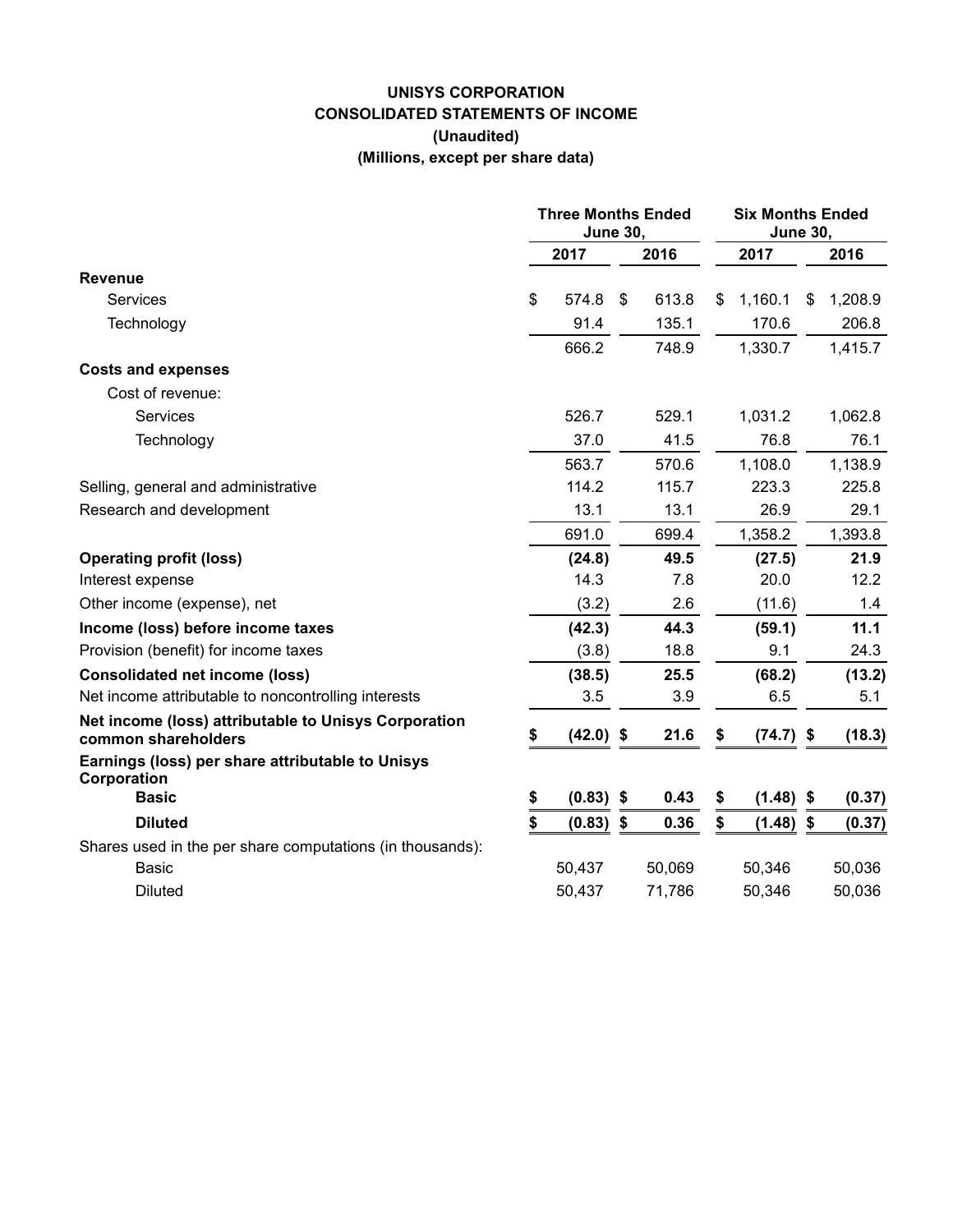**UNISYS CORPORATION**
**CONSOLIDATED STATEMENTS OF INCOME**
**(Unaudited)**
**(Millions, except per share data)**

| | Three Months Ended June 30, | | Six Months Ended June 30, | |
|---|---|---|---|---|
| | 2017 | 2016 | 2017 | 2016 |
| **Revenue** | | | | |
| Services | $ 574.8 | $ 613.8 | $ 1,160.1 | $ 1,208.9 |
| Technology | 91.4 | 135.1 | 170.6 | 206.8 |
| | 666.2 | 748.9 | 1,330.7 | 1,415.7 |
| **Costs and expenses** | | | | |
| Cost of revenue: | | | | |
| Services | 526.7 | 529.1 | 1,031.2 | 1,062.8 |
| Technology | 37.0 | 41.5 | 76.8 | 76.1 |
| | 563.7 | 570.6 | 1,108.0 | 1,138.9 |
| Selling, general and administrative | 114.2 | 115.7 | 223.3 | 225.8 |
| Research and development | 13.1 | 13.1 | 26.9 | 29.1 |
| | 691.0 | 699.4 | 1,358.2 | 1,393.8 |
| **Operating profit (loss)** | **(24.8)** | **49.5** | **(27.5)** | **21.9** |
| Interest expense | 14.3 | 7.8 | 20.0 | 12.2 |
| Other income (expense), net | (3.2) | 2.6 | (11.6) | 1.4 |
| **Income (loss) before income taxes** | **(42.3)** | **44.3** | **(59.1)** | **11.1** |
| Provision (benefit) for income taxes | (3.8) | 18.8 | 9.1 | 24.3 |
| **Consolidated net income (loss)** | **(38.5)** | **25.5** | **(68.2)** | **(13.2)** |
| Net income attributable to noncontrolling interests | 3.5 | 3.9 | 6.5 | 5.1 |
| **Net income (loss) attributable to Unisys Corporation common shareholders** | **$ (42.0)** | **$ 21.6** | **$ (74.7)** | **$ (18.3)** |
| **Earnings (loss) per share attributable to Unisys Corporation** | | | | |
| **Basic** | **$ (0.83)** | **$ 0.43** | **$ (1.48)** | **$ (0.37)** |
| **Diluted** | **$ (0.83)** | **$ 0.36** | **$ (1.48)** | **$ (0.37)** |
| Shares used in the per share computations (in thousands): | | | | |
| Basic | 50,437 | 50,069 | 50,346 | 50,036 |
| Diluted | 50,437 | 71,786 | 50,346 | 50,036 |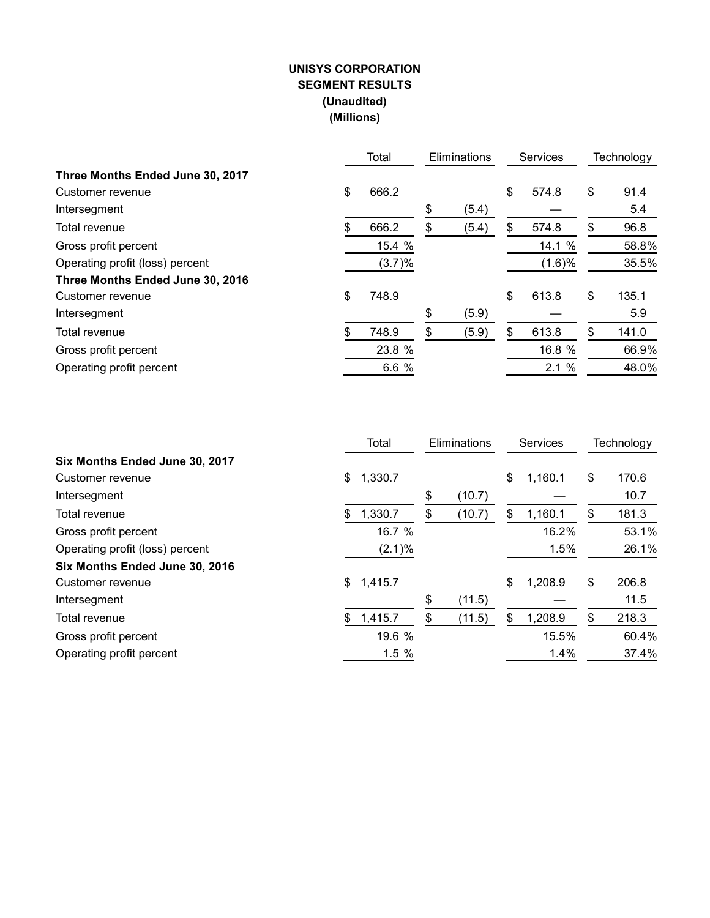**UNISYS CORPORATION**
**SEGMENT RESULTS**
**(Unaudited)**
**(Millions)**

| | Total | Eliminations | Services | Technology |
|---|---|---|---|---|
| **Three Months Ended June 30, 2017** | | | | |
| Customer revenue | $ 666.2 | | $ 574.8 | $ 91.4 |
| Intersegment | | $ (5.4) | — | 5.4 |
| Total revenue | $ 666.2 | $ (5.4) | $ 574.8 | $ 96.8 |
| Gross profit percent | 15.4 % | | 14.1 % | 58.8% |
| Operating profit (loss) percent | (3.7)% | | (1.6)% | 35.5% |
| **Three Months Ended June 30, 2016** | | | | |
| Customer revenue | $ 748.9 | | $ 613.8 | $ 135.1 |
| Intersegment | | $ (5.9) | — | 5.9 |
| Total revenue | $ 748.9 | $ (5.9) | $ 613.8 | $ 141.0 |
| Gross profit percent | 23.8 % | | 16.8 % | 66.9% |
| Operating profit percent | 6.6 % | | 2.1 % | 48.0% |

| | Total | Eliminations | Services | Technology |
|---|---|---|---|---|
| **Six Months Ended June 30, 2017** | | | | |
| Customer revenue | $ 1,330.7 | | $ 1,160.1 | $ 170.6 |
| Intersegment | | $ (10.7) | — | 10.7 |
| Total revenue | $ 1,330.7 | $ (10.7) | $ 1,160.1 | $ 181.3 |
| Gross profit percent | 16.7 % | | 16.2% | 53.1% |
| Operating profit (loss) percent | (2.1)% | | 1.5% | 26.1% |
| **Six Months Ended June 30, 2016** | | | | |
| Customer revenue | $ 1,415.7 | | $ 1,208.9 | $ 206.8 |
| Intersegment | | $ (11.5) | — | 11.5 |
| Total revenue | $ 1,415.7 | $ (11.5) | $ 1,208.9 | $ 218.3 |
| Gross profit percent | 19.6 % | | 15.5% | 60.4% |
| Operating profit percent | 1.5 % | | 1.4% | 37.4% |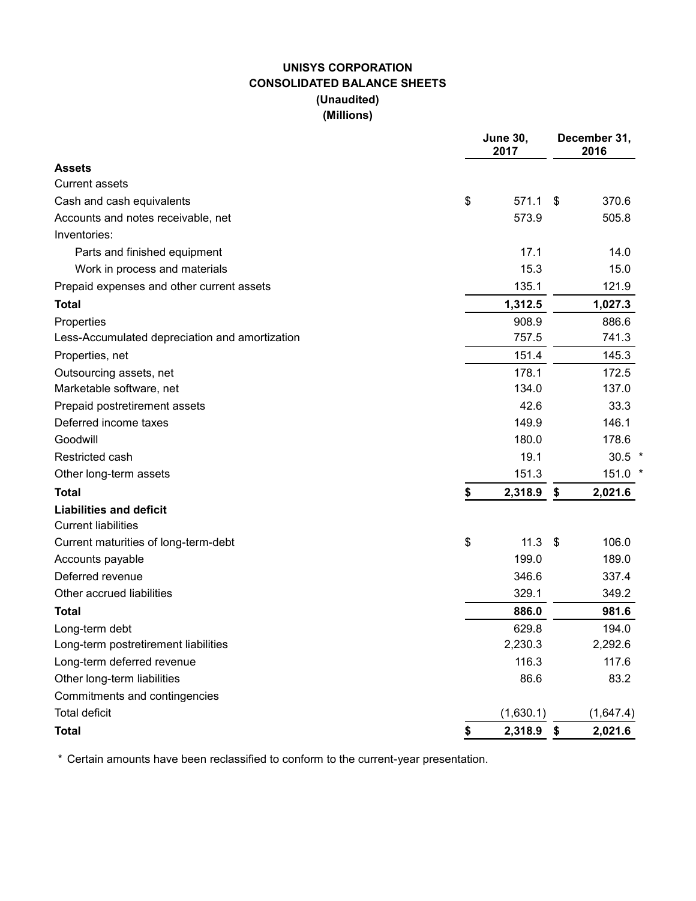# UNISYS CORPORATION
## CONSOLIDATED BALANCE SHEETS
### (Unaudited)
### (Millions)

| | June 30, 2017 | December 31, 2016 |
|---|---|---|
| **Assets** | | |
| Current assets | | |
| Cash and cash equivalents | $ 571.1 | $ 370.6 |
| Accounts and notes receivable, net | 573.9 | 505.8 |
| Inventories: | | |
| Parts and finished equipment | 17.1 | 14.0 |
| Work in process and materials | 15.3 | 15.0 |
| Prepaid expenses and other current assets | 135.1 | 121.9 |
| **Total** | **1,312.5** | **1,027.3** |
| Properties | 908.9 | 886.6 |
| Less-Accumulated depreciation and amortization | 757.5 | 741.3 |
| Properties, net | 151.4 | 145.3 |
| Outsourcing assets, net | 178.1 | 172.5 |
| Marketable software, net | 134.0 | 137.0 |
| Prepaid postretirement assets | 42.6 | 33.3 |
| Deferred income taxes | 149.9 | 146.1 |
| Goodwill | 180.0 | 178.6 |
| Restricted cash | 19.1 | 30.5 * |
| Other long-term assets | 151.3 | 151.0 * |
| **Total** | **$ 2,318.9** | **$ 2,021.6** |
| **Liabilities and deficit** | | |
| Current liabilities | | |
| Current maturities of long-term-debt | $ 11.3 | $ 106.0 |
| Accounts payable | 199.0 | 189.0 |
| Deferred revenue | 346.6 | 337.4 |
| Other accrued liabilities | 329.1 | 349.2 |
| **Total** | **886.0** | **981.6** |
| Long-term debt | 629.8 | 194.0 |
| Long-term postretirement liabilities | 2,230.3 | 2,292.6 |
| Long-term deferred revenue | 116.3 | 117.6 |
| Other long-term liabilities | 86.6 | 83.2 |
| Commitments and contingencies | | |
| Total deficit | (1,630.1) | (1,647.4) |
| **Total** | **$ 2,318.9** | **$ 2,021.6** |

\* Certain amounts have been reclassified to conform to the current-year presentation.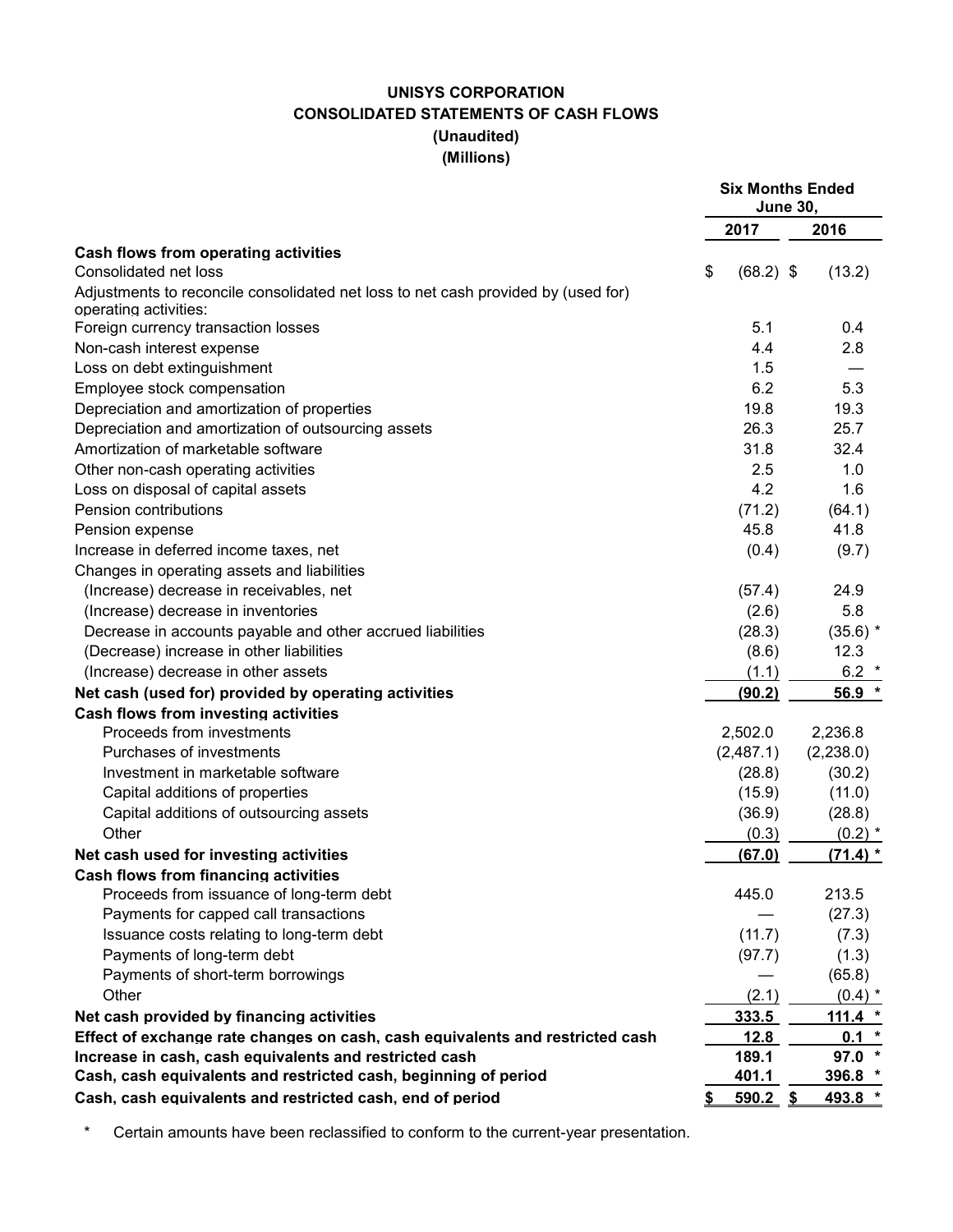# UNISYS CORPORATION
## CONSOLIDATED STATEMENTS OF CASH FLOWS
### (Unaudited)
### (Millions)

| | Six Months Ended June 30, | |
|---|---|---|
| | 2017 | 2016 |
| **Cash flows from operating activities** | | |
| Consolidated net loss | $ (68.2) | $ (13.2) |
| Adjustments to reconcile consolidated net loss to net cash provided by (used for) operating activities: | | |
| Foreign currency transaction losses | 5.1 | 0.4 |
| Non-cash interest expense | 4.4 | 2.8 |
| Loss on debt extinguishment | 1.5 | — |
| Employee stock compensation | 6.2 | 5.3 |
| Depreciation and amortization of properties | 19.8 | 19.3 |
| Depreciation and amortization of outsourcing assets | 26.3 | 25.7 |
| Amortization of marketable software | 31.8 | 32.4 |
| Other non-cash operating activities | 2.5 | 1.0 |
| Loss on disposal of capital assets | 4.2 | 1.6 |
| Pension contributions | (71.2) | (64.1) |
| Pension expense | 45.8 | 41.8 |
| Increase in deferred income taxes, net | (0.4) | (9.7) |
| Changes in operating assets and liabilities | | |
| (Increase) decrease in receivables, net | (57.4) | 24.9 |
| (Increase) decrease in inventories | (2.6) | 5.8 |
| Decrease in accounts payable and other accrued liabilities | (28.3) | (35.6) * |
| (Decrease) increase in other liabilities | (8.6) | 12.3 |
| (Increase) decrease in other assets | (1.1) | 6.2 * |
| **Net cash (used for) provided by operating activities** | **(90.2)** | **56.9 *** |
| **Cash flows from investing activities** | | |
| Proceeds from investments | 2,502.0 | 2,236.8 |
| Purchases of investments | (2,487.1) | (2,238.0) |
| Investment in marketable software | (28.8) | (30.2) |
| Capital additions of properties | (15.9) | (11.0) |
| Capital additions of outsourcing assets | (36.9) | (28.8) |
| Other | (0.3) | (0.2) * |
| **Net cash used for investing activities** | **(67.0)** | **(71.4) *** |
| **Cash flows from financing activities** | | |
| Proceeds from issuance of long-term debt | 445.0 | 213.5 |
| Payments for capped call transactions | — | (27.3) |
| Issuance costs relating to long-term debt | (11.7) | (7.3) |
| Payments of long-term debt | (97.7) | (1.3) |
| Payments of short-term borrowings | — | (65.8) |
| Other | (2.1) | (0.4) * |
| **Net cash provided by financing activities** | **333.5** | **111.4 *** |
| **Effect of exchange rate changes on cash, cash equivalents and restricted cash** | **12.8** | **0.1 *** |
| **Increase in cash, cash equivalents and restricted cash** | **189.1** | **97.0 *** |
| **Cash, cash equivalents and restricted cash, beginning of period** | **401.1** | **396.8 *** |
| **Cash, cash equivalents and restricted cash, end of period** | **$ 590.2** | **$ 493.8 *** |

\* Certain amounts have been reclassified to conform to the current-year presentation.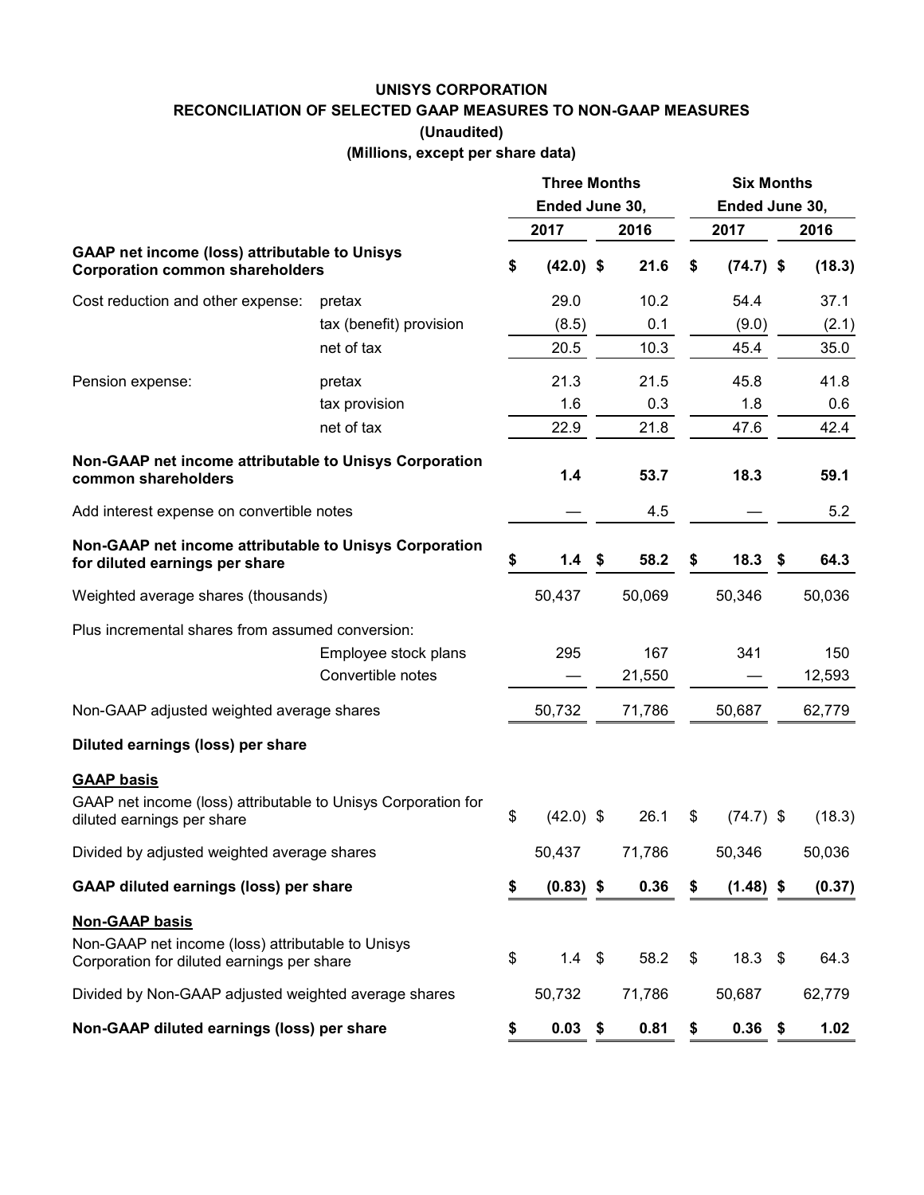**UNISYS CORPORATION**

**RECONCILIATION OF SELECTED GAAP MEASURES TO NON-GAAP MEASURES**

**(Unaudited)**

**(Millions, except per share data)**

| | | Three Months Ended June 30, | | Six Months Ended June 30, | |
|---|---|---|---|---|---|
| | | 2017 | 2016 | 2017 | 2016 |
| **GAAP net income (loss) attributable to Unisys Corporation common shareholders** | | **$ (42.0)** | **$ 21.6** | **$ (74.7)** | **$ (18.3)** |
| Cost reduction and other expense: | pretax | 29.0 | 10.2 | 54.4 | 37.1 |
| | tax (benefit) provision | (8.5) | 0.1 | (9.0) | (2.1) |
| | net of tax | 20.5 | 10.3 | 45.4 | 35.0 |
| Pension expense: | pretax | 21.3 | 21.5 | 45.8 | 41.8 |
| | tax provision | 1.6 | 0.3 | 1.8 | 0.6 |
| | net of tax | 22.9 | 21.8 | 47.6 | 42.4 |
| **Non-GAAP net income attributable to Unisys Corporation common shareholders** | | **1.4** | **53.7** | **18.3** | **59.1** |
| Add interest expense on convertible notes | | — | 4.5 | — | 5.2 |
| **Non-GAAP net income attributable to Unisys Corporation for diluted earnings per share** | | **$ 1.4** | **$ 58.2** | **$ 18.3** | **$ 64.3** |
| Weighted average shares (thousands) | | 50,437 | 50,069 | 50,346 | 50,036 |
| Plus incremental shares from assumed conversion: | | | | | |
| | Employee stock plans | 295 | 167 | 341 | 150 |
| | Convertible notes | — | 21,550 | — | 12,593 |
| Non-GAAP adjusted weighted average shares | | 50,732 | 71,786 | 50,687 | 62,779 |
| **Diluted earnings (loss) per share** | | | | | |
| **GAAP basis** | | | | | |
| GAAP net income (loss) attributable to Unisys Corporation for diluted earnings per share | | $ (42.0) | $ 26.1 | $ (74.7) | $ (18.3) |
| Divided by adjusted weighted average shares | | 50,437 | 71,786 | 50,346 | 50,036 |
| **GAAP diluted earnings (loss) per share** | | **$ (0.83)** | **$ 0.36** | **$ (1.48)** | **$ (0.37)** |
| **Non-GAAP basis** | | | | | |
| Non-GAAP net income (loss) attributable to Unisys Corporation for diluted earnings per share | | $ 1.4 | $ 58.2 | $ 18.3 | $ 64.3 |
| Divided by Non-GAAP adjusted weighted average shares | | 50,732 | 71,786 | 50,687 | 62,779 |
| **Non-GAAP diluted earnings (loss) per share** | | **$ 0.03** | **$ 0.81** | **$ 0.36** | **$ 1.02** |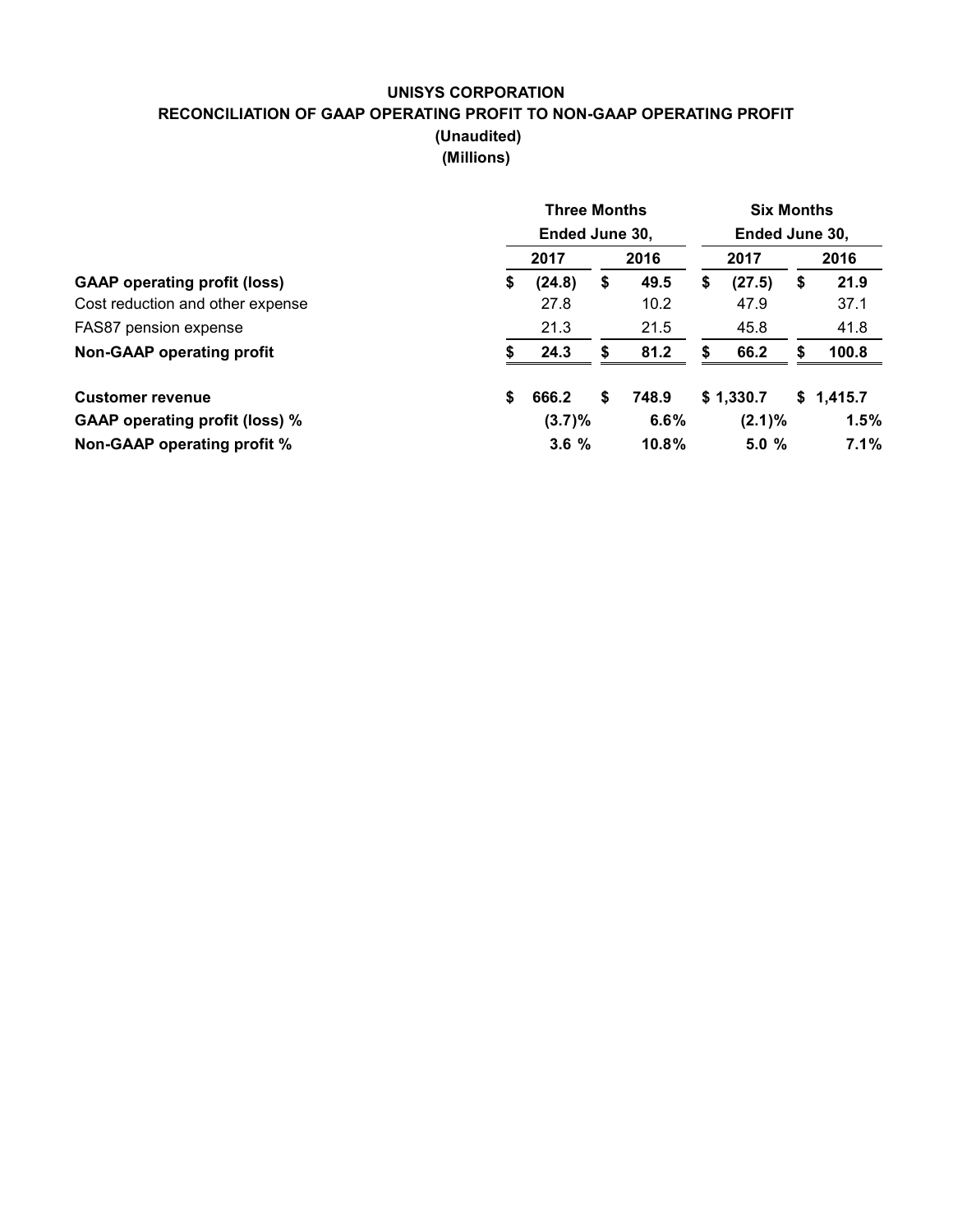# UNISYS CORPORATION
## RECONCILIATION OF GAAP OPERATING PROFIT TO NON-GAAP OPERATING PROFIT
### (Unaudited)
### (Millions)

| | Three Months Ended June 30, | | Six Months Ended June 30, | |
|---|---|---|---|---|
| | **2017** | **2016** | **2017** | **2016** |
| **GAAP operating profit (loss)** | **$ (24.8)** | **$ 49.5** | **$ (27.5)** | **$ 21.9** |
| Cost reduction and other expense | 27.8 | 10.2 | 47.9 | 37.1 |
| FAS87 pension expense | 21.3 | 21.5 | 45.8 | 41.8 |
| **Non-GAAP operating profit** | **$ 24.3** | **$ 81.2** | **$ 66.2** | **$ 100.8** |
| **Customer revenue** | **$ 666.2** | **$ 748.9** | **$ 1,330.7** | **$ 1,415.7** |
| **GAAP operating profit (loss) %** | **(3.7)%** | **6.6%** | **(2.1)%** | **1.5%** |
| **Non-GAAP operating profit %** | **3.6 %** | **10.8%** | **5.0 %** | **7.1%** |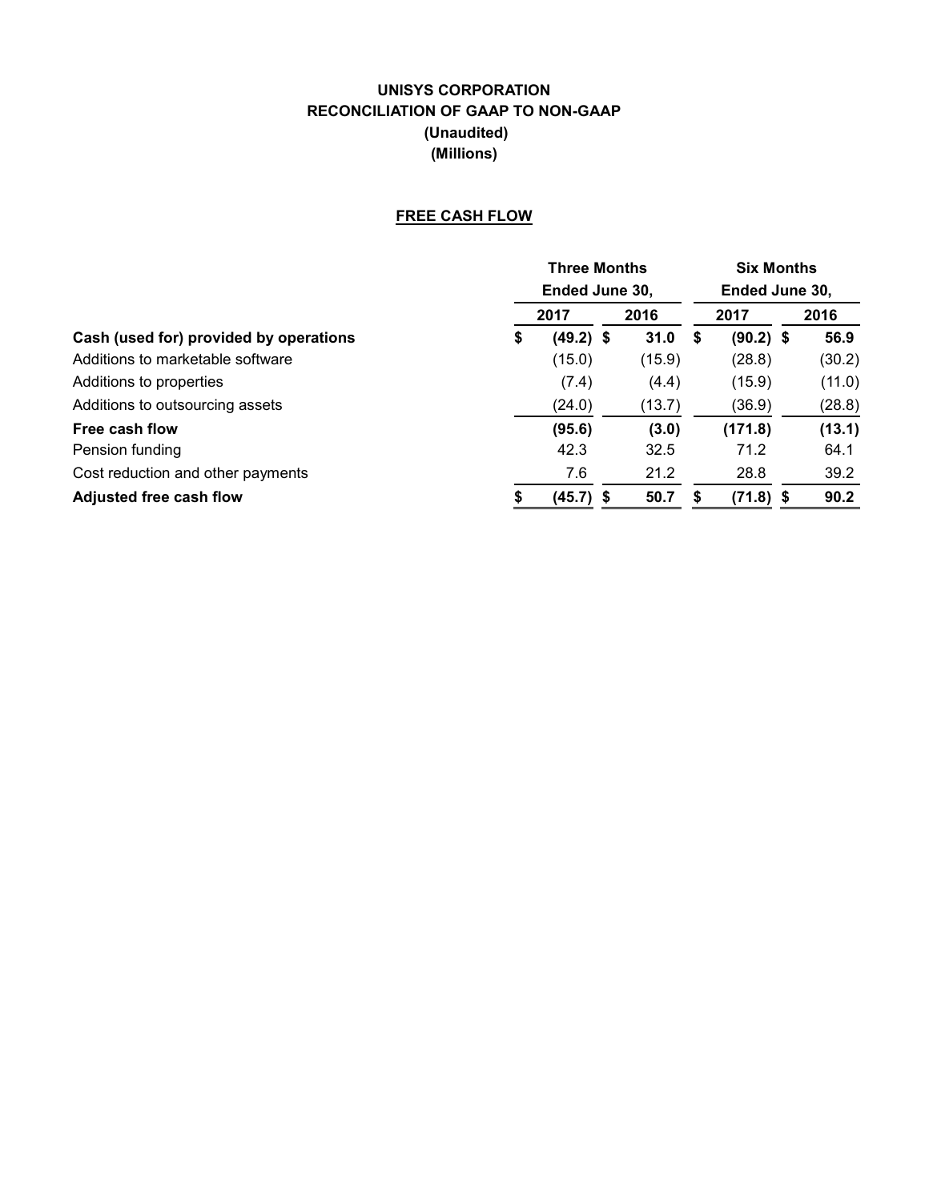**UNISYS CORPORATION**
**RECONCILIATION OF GAAP TO NON-GAAP**
**(Unaudited)**
**(Millions)**

**FREE CASH FLOW**

| | Three Months Ended June 30, | | Six Months Ended June 30, | |
|---|---|---|---|---|
| | 2017 | 2016 | 2017 | 2016 |
| **Cash (used for) provided by operations** | **$ (49.2)** | **$ 31.0** | **$ (90.2)** | **$ 56.9** |
| Additions to marketable software | (15.0) | (15.9) | (28.8) | (30.2) |
| Additions to properties | (7.4) | (4.4) | (15.9) | (11.0) |
| Additions to outsourcing assets | (24.0) | (13.7) | (36.9) | (28.8) |
| **Free cash flow** | **(95.6)** | **(3.0)** | **(171.8)** | **(13.1)** |
| Pension funding | 42.3 | 32.5 | 71.2 | 64.1 |
| Cost reduction and other payments | 7.6 | 21.2 | 28.8 | 39.2 |
| **Adjusted free cash flow** | **$ (45.7)** | **$ 50.7** | **$ (71.8)** | **$ 90.2** |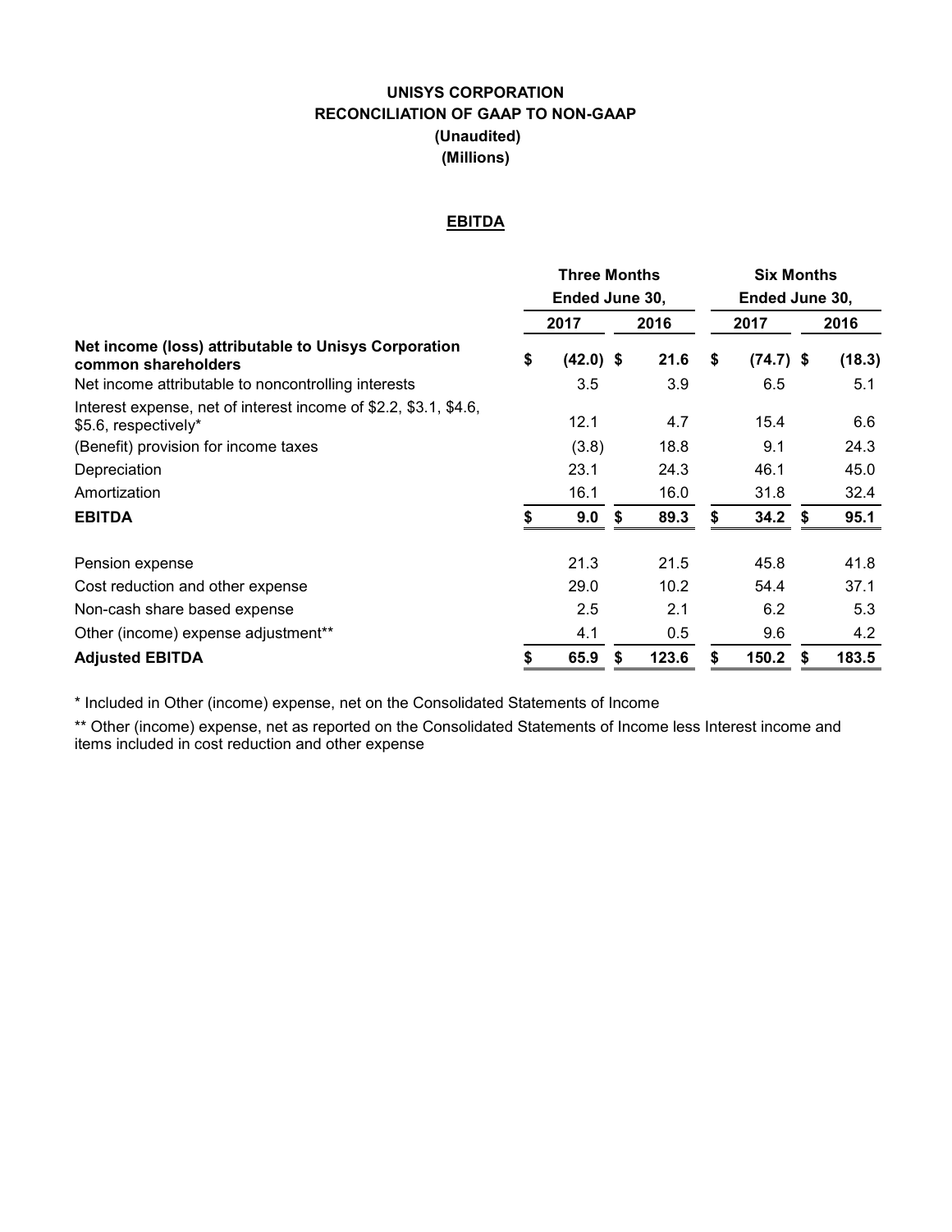**UNISYS CORPORATION**
**RECONCILIATION OF GAAP TO NON-GAAP**
**(Unaudited)**
**(Millions)**

**EBITDA**

| | Three Months Ended June 30, | | Six Months Ended June 30, | |
|---|---|---|---|---|
| | 2017 | 2016 | 2017 | 2016 |
| **Net income (loss) attributable to Unisys Corporation common shareholders** | $ (42.0) | $ 21.6 | $ (74.7) | $ (18.3) |
| Net income attributable to noncontrolling interests | 3.5 | 3.9 | 6.5 | 5.1 |
| Interest expense, net of interest income of $2.2, $3.1, $4.6, $5.6, respectively* | 12.1 | 4.7 | 15.4 | 6.6 |
| (Benefit) provision for income taxes | (3.8) | 18.8 | 9.1 | 24.3 |
| Depreciation | 23.1 | 24.3 | 46.1 | 45.0 |
| Amortization | 16.1 | 16.0 | 31.8 | 32.4 |
| **EBITDA** | **$ 9.0** | **$ 89.3** | **$ 34.2** | **$ 95.1** |
| | | | | |
| Pension expense | 21.3 | 21.5 | 45.8 | 41.8 |
| Cost reduction and other expense | 29.0 | 10.2 | 54.4 | 37.1 |
| Non-cash share based expense | 2.5 | 2.1 | 6.2 | 5.3 |
| Other (income) expense adjustment** | 4.1 | 0.5 | 9.6 | 4.2 |
| **Adjusted EBITDA** | **$ 65.9** | **$ 123.6** | **$ 150.2** | **$ 183.5** |

* Included in Other (income) expense, net on the Consolidated Statements of Income

** Other (income) expense, net as reported on the Consolidated Statements of Income less Interest income and items included in cost reduction and other expense